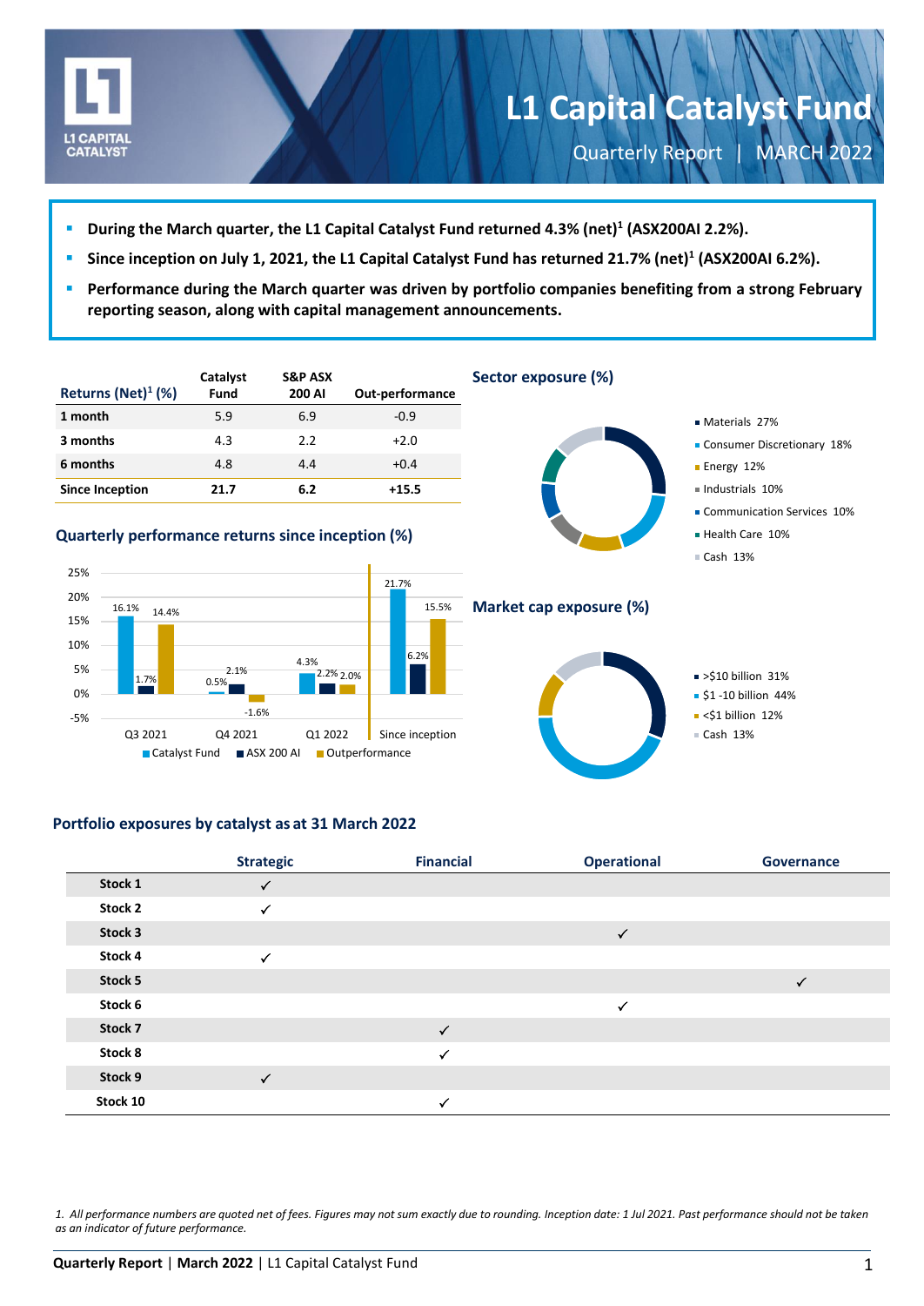# L1 Capital Catalyst Fund

Quarterly Report | MARCH 2022

- **During the March quarter, the L1 Capital Catalyst Fund returned 4.3% (net)[1] (ASX200AI 2.2%).**
- **Since inception on July 1, 2021, the L1 Capital Catalyst Fund has returned 21.7% (net)[1] (ASX200AI 6.2%).**
- **Performance during the March quarter was driven by portfolio companies benefiting from a strong February reporting season, along with capital management announcements.**

| Returns (Net)[1] (%) | Catalyst Fund | S&P ASX 200 AI | Out-performance |
|---|---|---|---|
| **1 month** | 5.9 | 6.9 | -0.9 |
| **3 months** | 4.3 | 2.2 | +2.0 |
| **6 months** | 4.8 | 4.4 | +0.4 |
| **Since Inception** | **21.7** | **6.2** | **+15.5** |

## Quarterly performance returns since inception (%)

| | Catalyst Fund | ASX 200 AI | Outperformance |
|---|---|---|---|
| Q3 2021 | 16.1% | 1.7% | 14.4% |
| Q4 2021 | 0.5% | 2.1% | -1.6% |
| Q1 2022 | 4.3% | 2.2% | 2.0% |
| Since inception | 21.7% | 6.2% | 15.5% |

## Sector exposure (%)

- Materials 27%
- Consumer Discretionary 18%
- Energy 12%
- Industrials 10%
- Communication Services 10%
- Health Care 10%
- Cash 13%

## Market cap exposure (%)

- >$10 billion 31%
- $1 -10 billion 44%
- <$1 billion 12%
- Cash 13%

## Portfolio exposures by catalyst as at 31 March 2022

| | Strategic | Financial | Operational | Governance |
|---|---|---|---|---|
| **Stock 1** | ✓ | | | |
| **Stock 2** | ✓ | | | |
| **Stock 3** | | | ✓ | |
| **Stock 4** | ✓ | | | |
| **Stock 5** | | | | ✓ |
| **Stock 6** | | | ✓ | |
| **Stock 7** | | ✓ | | |
| **Stock 8** | | ✓ | | |
| **Stock 9** | ✓ | | | |
| **Stock 10** | | ✓ | | |

*1. All performance numbers are quoted net of fees. Figures may not sum exactly due to rounding. Inception date: 1 Jul 2021. Past performance should not be taken as an indicator of future performance.*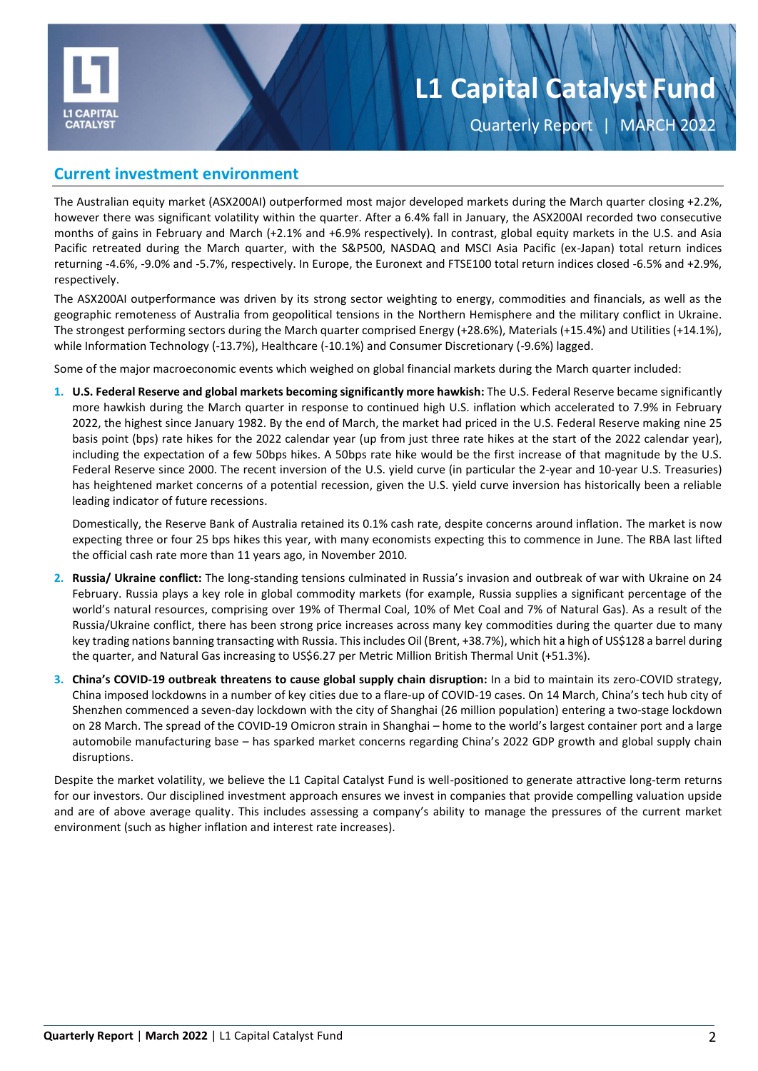## Current investment environment

The Australian equity market (ASX200AI) outperformed most major developed markets during the March quarter closing +2.2%, however there was significant volatility within the quarter. After a 6.4% fall in January, the ASX200AI recorded two consecutive months of gains in February and March (+2.1% and +6.9% respectively). In contrast, global equity markets in the U.S. and Asia Pacific retreated during the March quarter, with the S&P500, NASDAQ and MSCI Asia Pacific (ex-Japan) total return indices returning -4.6%, -9.0% and -5.7%, respectively. In Europe, the Euronext and FTSE100 total return indices closed -6.5% and +2.9%, respectively.

The ASX200AI outperformance was driven by its strong sector weighting to energy, commodities and financials, as well as the geographic remoteness of Australia from geopolitical tensions in the Northern Hemisphere and the military conflict in Ukraine. The strongest performing sectors during the March quarter comprised Energy (+28.6%), Materials (+15.4%) and Utilities (+14.1%), while Information Technology (-13.7%), Healthcare (-10.1%) and Consumer Discretionary (-9.6%) lagged.

Some of the major macroeconomic events which weighed on global financial markets during the March quarter included:

1. **U.S. Federal Reserve and global markets becoming significantly more hawkish:** The U.S. Federal Reserve became significantly more hawkish during the March quarter in response to continued high U.S. inflation which accelerated to 7.9% in February 2022, the highest since January 1982. By the end of March, the market had priced in the U.S. Federal Reserve making nine 25 basis point (bps) rate hikes for the 2022 calendar year (up from just three rate hikes at the start of the 2022 calendar year), including the expectation of a few 50bps hikes. A 50bps rate hike would be the first increase of that magnitude by the U.S. Federal Reserve since 2000. The recent inversion of the U.S. yield curve (in particular the 2-year and 10-year U.S. Treasuries) has heightened market concerns of a potential recession, given the U.S. yield curve inversion has historically been a reliable leading indicator of future recessions.

   Domestically, the Reserve Bank of Australia retained its 0.1% cash rate, despite concerns around inflation. The market is now expecting three or four 25 bps hikes this year, with many economists expecting this to commence in June. The RBA last lifted the official cash rate more than 11 years ago, in November 2010.

2. **Russia/ Ukraine conflict:** The long-standing tensions culminated in Russia's invasion and outbreak of war with Ukraine on 24 February. Russia plays a key role in global commodity markets (for example, Russia supplies a significant percentage of the world's natural resources, comprising over 19% of Thermal Coal, 10% of Met Coal and 7% of Natural Gas). As a result of the Russia/Ukraine conflict, there has been strong price increases across many key commodities during the quarter due to many key trading nations banning transacting with Russia. This includes Oil (Brent, +38.7%), which hit a high of US$128 a barrel during the quarter, and Natural Gas increasing to US$6.27 per Metric Million British Thermal Unit (+51.3%).

3. **China's COVID-19 outbreak threatens to cause global supply chain disruption:** In a bid to maintain its zero-COVID strategy, China imposed lockdowns in a number of key cities due to a flare-up of COVID-19 cases. On 14 March, China's tech hub city of Shenzhen commenced a seven-day lockdown with the city of Shanghai (26 million population) entering a two-stage lockdown on 28 March. The spread of the COVID-19 Omicron strain in Shanghai – home to the world's largest container port and a large automobile manufacturing base – has sparked market concerns regarding China's 2022 GDP growth and global supply chain disruptions.

Despite the market volatility, we believe the L1 Capital Catalyst Fund is well-positioned to generate attractive long-term returns for our investors. Our disciplined investment approach ensures we invest in companies that provide compelling valuation upside and are of above average quality. This includes assessing a company's ability to manage the pressures of the current market environment (such as higher inflation and interest rate increases).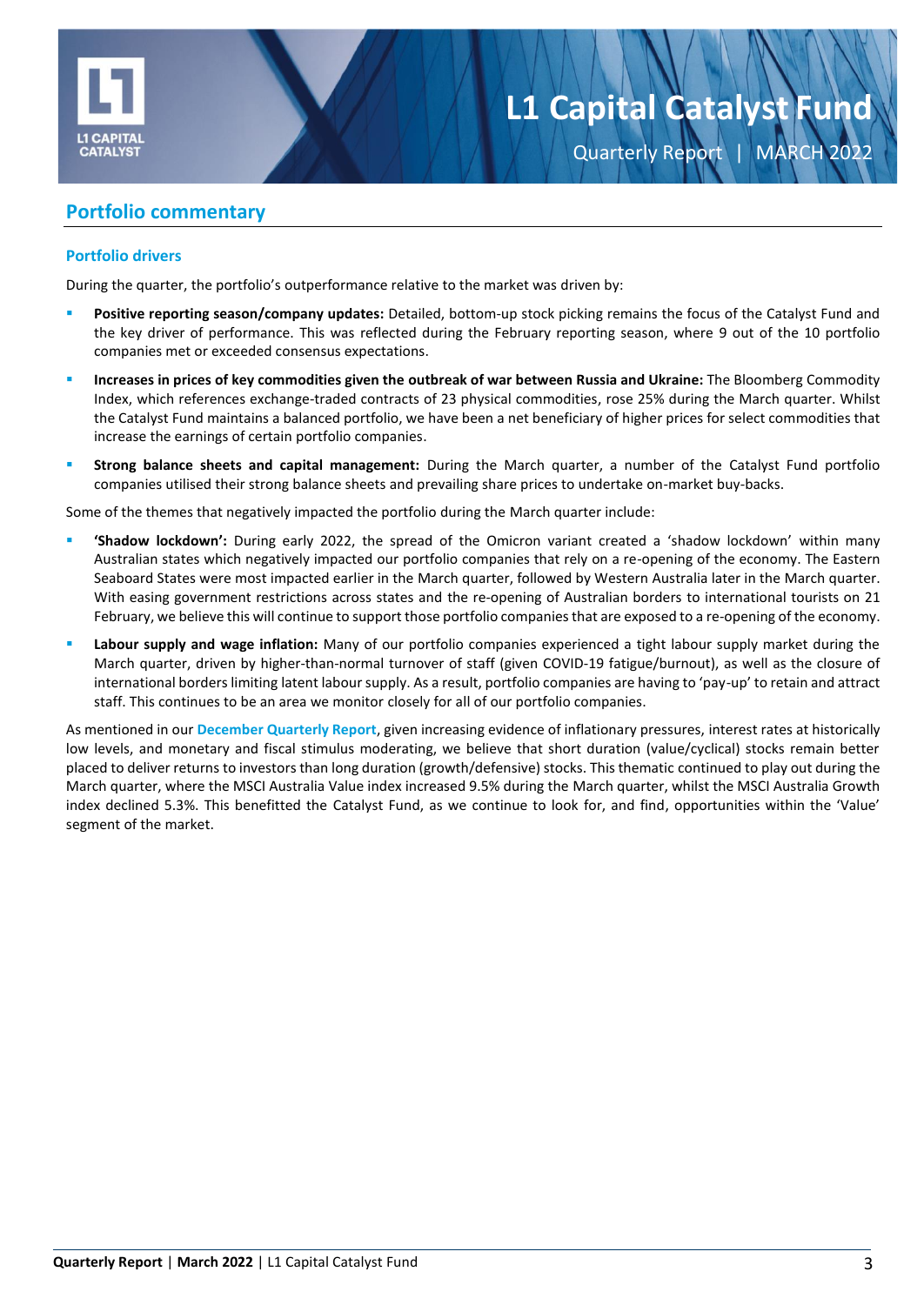## Portfolio commentary

### Portfolio drivers

During the quarter, the portfolio's outperformance relative to the market was driven by:

- **Positive reporting season/company updates:** Detailed, bottom-up stock picking remains the focus of the Catalyst Fund and the key driver of performance. This was reflected during the February reporting season, where 9 out of the 10 portfolio companies met or exceeded consensus expectations.
- **Increases in prices of key commodities given the outbreak of war between Russia and Ukraine:** The Bloomberg Commodity Index, which references exchange-traded contracts of 23 physical commodities, rose 25% during the March quarter. Whilst the Catalyst Fund maintains a balanced portfolio, we have been a net beneficiary of higher prices for select commodities that increase the earnings of certain portfolio companies.
- **Strong balance sheets and capital management:** During the March quarter, a number of the Catalyst Fund portfolio companies utilised their strong balance sheets and prevailing share prices to undertake on-market buy-backs.

Some of the themes that negatively impacted the portfolio during the March quarter include:

- **'Shadow lockdown':** During early 2022, the spread of the Omicron variant created a 'shadow lockdown' within many Australian states which negatively impacted our portfolio companies that rely on a re-opening of the economy. The Eastern Seaboard States were most impacted earlier in the March quarter, followed by Western Australia later in the March quarter. With easing government restrictions across states and the re-opening of Australian borders to international tourists on 21 February, we believe this will continue to support those portfolio companies that are exposed to a re-opening of the economy.
- **Labour supply and wage inflation:** Many of our portfolio companies experienced a tight labour supply market during the March quarter, driven by higher-than-normal turnover of staff (given COVID-19 fatigue/burnout), as well as the closure of international borders limiting latent labour supply. As a result, portfolio companies are having to 'pay-up' to retain and attract staff. This continues to be an area we monitor closely for all of our portfolio companies.

As mentioned in our **December Quarterly Report**, given increasing evidence of inflationary pressures, interest rates at historically low levels, and monetary and fiscal stimulus moderating, we believe that short duration (value/cyclical) stocks remain better placed to deliver returns to investors than long duration (growth/defensive) stocks. This thematic continued to play out during the March quarter, where the MSCI Australia Value index increased 9.5% during the March quarter, whilst the MSCI Australia Growth index declined 5.3%. This benefitted the Catalyst Fund, as we continue to look for, and find, opportunities within the 'Value' segment of the market.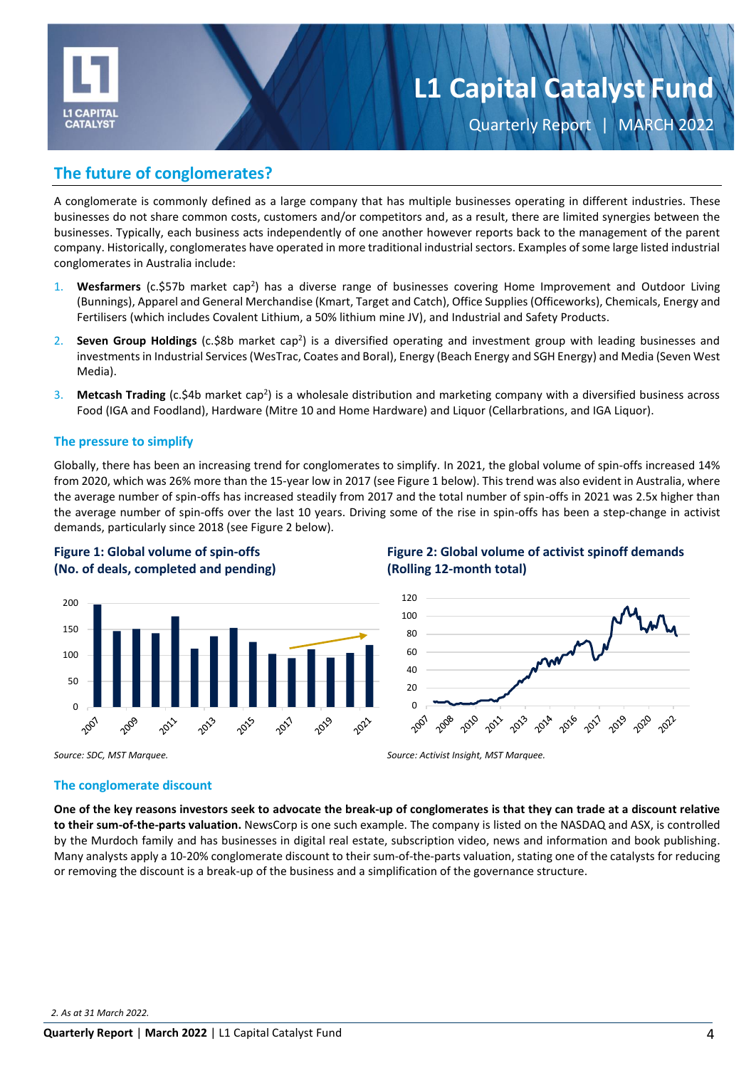## The future of conglomerates?

A conglomerate is commonly defined as a large company that has multiple businesses operating in different industries. These businesses do not share common costs, customers and/or competitors and, as a result, there are limited synergies between the businesses. Typically, each business acts independently of one another however reports back to the management of the parent company. Historically, conglomerates have operated in more traditional industrial sectors. Examples of some large listed industrial conglomerates in Australia include:

1. **Wesfarmers** (c.$57b market cap[2]) has a diverse range of businesses covering Home Improvement and Outdoor Living (Bunnings), Apparel and General Merchandise (Kmart, Target and Catch), Office Supplies (Officeworks), Chemicals, Energy and Fertilisers (which includes Covalent Lithium, a 50% lithium mine JV), and Industrial and Safety Products.
2. **Seven Group Holdings** (c.$8b market cap[2]) is a diversified operating and investment group with leading businesses and investments in Industrial Services (WesTrac, Coates and Boral), Energy (Beach Energy and SGH Energy) and Media (Seven West Media).
3. **Metcash Trading** (c.$4b market cap[2]) is a wholesale distribution and marketing company with a diversified business across Food (IGA and Foodland), Hardware (Mitre 10 and Home Hardware) and Liquor (Cellarbrations, and IGA Liquor).

### The pressure to simplify

Globally, there has been an increasing trend for conglomerates to simplify. In 2021, the global volume of spin-offs increased 14% from 2020, which was 26% more than the 15-year low in 2017 (see Figure 1 below). This trend was also evident in Australia, where the average number of spin-offs has increased steadily from 2017 and the total number of spin-offs in 2021 was 2.5x higher than the average number of spin-offs over the last 10 years. Driving some of the rise in spin-offs has been a step-change in activist demands, particularly since 2018 (see Figure 2 below).

**Figure 1: Global volume of spin-offs (No. of deals, completed and pending)**

*Source: SDC, MST Marquee.*

**Figure 2: Global volume of activist spinoff demands (Rolling 12-month total)**

*Source: Activist Insight, MST Marquee.*

### The conglomerate discount

**One of the key reasons investors seek to advocate the break-up of conglomerates is that they can trade at a discount relative to their sum-of-the-parts valuation.** NewsCorp is one such example. The company is listed on the NASDAQ and ASX, is controlled by the Murdoch family and has businesses in digital real estate, subscription video, news and information and book publishing. Many analysts apply a 10-20% conglomerate discount to their sum-of-the-parts valuation, stating one of the catalysts for reducing or removing the discount is a break-up of the business and a simplification of the governance structure.

*2. As at 31 March 2022.*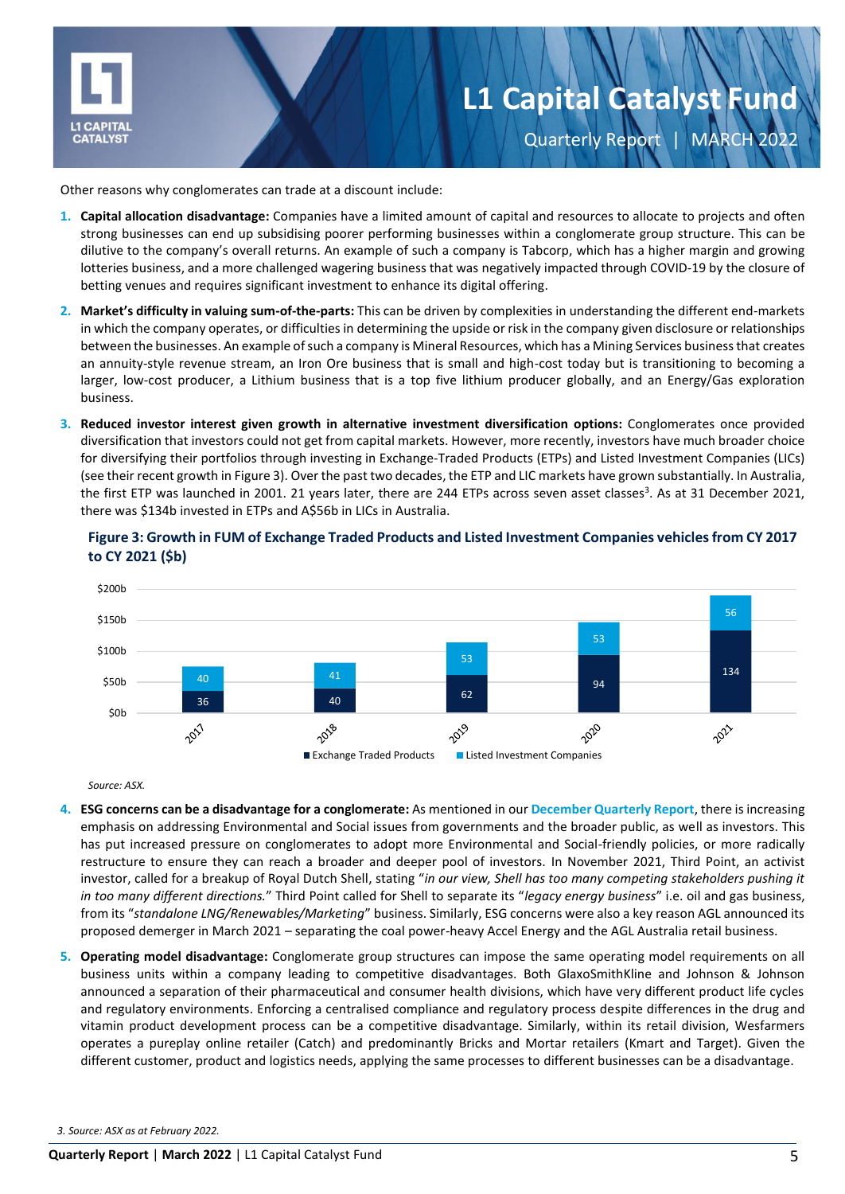Other reasons why conglomerates can trade at a discount include:

1. **Capital allocation disadvantage:** Companies have a limited amount of capital and resources to allocate to projects and often strong businesses can end up subsidising poorer performing businesses within a conglomerate group structure. This can be dilutive to the company's overall returns. An example of such a company is Tabcorp, which has a higher margin and growing lotteries business, and a more challenged wagering business that was negatively impacted through COVID-19 by the closure of betting venues and requires significant investment to enhance its digital offering.

2. **Market's difficulty in valuing sum-of-the-parts:** This can be driven by complexities in understanding the different end-markets in which the company operates, or difficulties in determining the upside or risk in the company given disclosure or relationships between the businesses. An example of such a company is Mineral Resources, which has a Mining Services business that creates an annuity-style revenue stream, an Iron Ore business that is small and high-cost today but is transitioning to becoming a larger, low-cost producer, a Lithium business that is a top five lithium producer globally, and an Energy/Gas exploration business.

3. **Reduced investor interest given growth in alternative investment diversification options:** Conglomerates once provided diversification that investors could not get from capital markets. However, more recently, investors have much broader choice for diversifying their portfolios through investing in Exchange-Traded Products (ETPs) and Listed Investment Companies (LICs) (see their recent growth in Figure 3). Over the past two decades, the ETP and LIC markets have grown substantially. In Australia, the first ETP was launched in 2001. 21 years later, there are 244 ETPs across seven asset classes[3]. As at 31 December 2021, there was $134b invested in ETPs and A$56b in LICs in Australia.

**Figure 3: Growth in FUM of Exchange Traded Products and Listed Investment Companies vehicles from CY 2017 to CY 2021 ($b)**

| Year | Exchange Traded Products | Listed Investment Companies |
|---|---|---|
| 2017 | 36 | 40 |
| 2018 | 40 | 41 |
| 2019 | 62 | 53 |
| 2020 | 94 | 53 |
| 2021 | 134 | 56 |

*Source: ASX.*

4. **ESG concerns can be a disadvantage for a conglomerate:** As mentioned in our **December Quarterly Report**, there is increasing emphasis on addressing Environmental and Social issues from governments and the broader public, as well as investors. This has put increased pressure on conglomerates to adopt more Environmental and Social-friendly policies, or more radically restructure to ensure they can reach a broader and deeper pool of investors. In November 2021, Third Point, an activist investor, called for a breakup of Royal Dutch Shell, stating "*in our view, Shell has too many competing stakeholders pushing it in too many different directions.*" Third Point called for Shell to separate its "*legacy energy business*" i.e. oil and gas business, from its "*standalone LNG/Renewables/Marketing*" business. Similarly, ESG concerns were also a key reason AGL announced its proposed demerger in March 2021 – separating the coal power-heavy Accel Energy and the AGL Australia retail business.

5. **Operating model disadvantage:** Conglomerate group structures can impose the same operating model requirements on all business units within a company leading to competitive disadvantages. Both GlaxoSmithKline and Johnson & Johnson announced a separation of their pharmaceutical and consumer health divisions, which have very different product life cycles and regulatory environments. Enforcing a centralised compliance and regulatory process despite differences in the drug and vitamin product development process can be a competitive disadvantage. Similarly, within its retail division, Wesfarmers operates a pureplay online retailer (Catch) and predominantly Bricks and Mortar retailers (Kmart and Target). Given the different customer, product and logistics needs, applying the same processes to different businesses can be a disadvantage.

*3. Source: ASX as at February 2022.*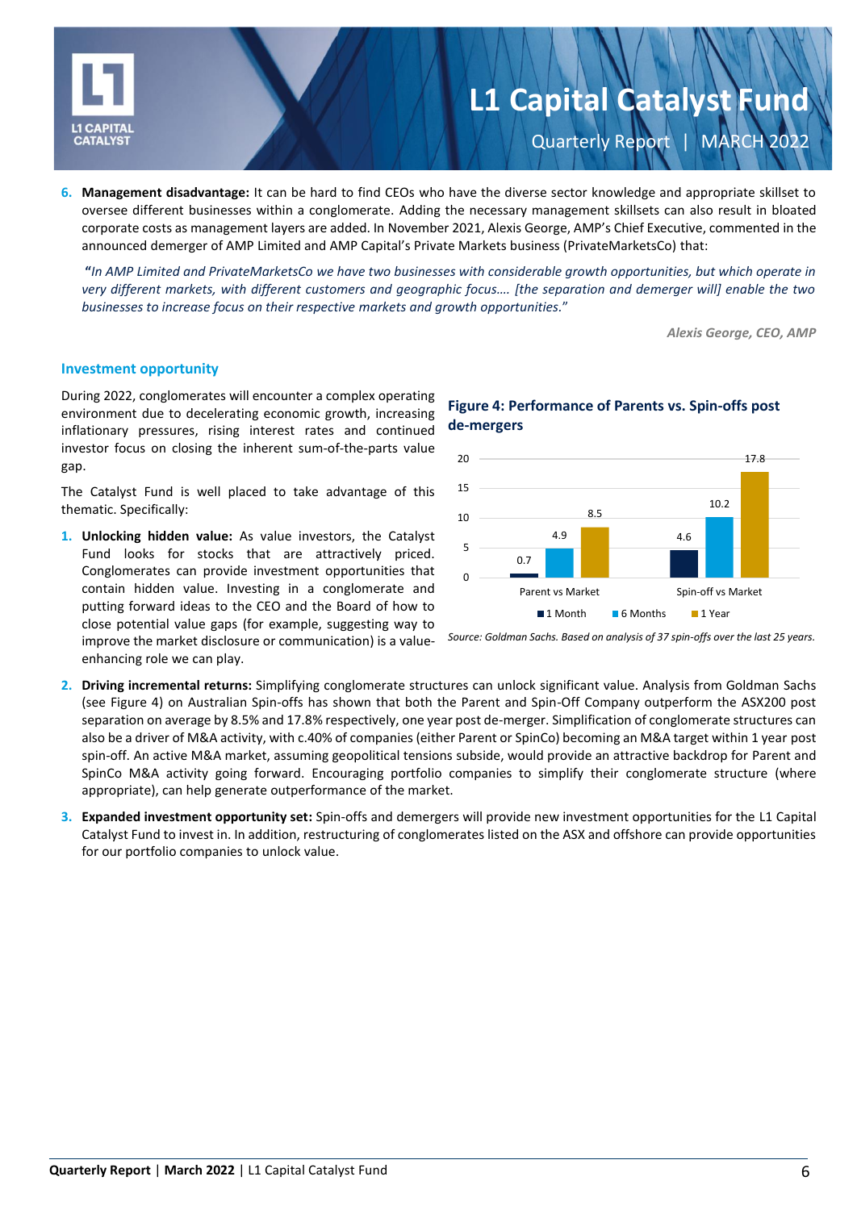6. **Management disadvantage:** It can be hard to find CEOs who have the diverse sector knowledge and appropriate skillset to oversee different businesses within a conglomerate. Adding the necessary management skillsets can also result in bloated corporate costs as management layers are added. In November 2021, Alexis George, AMP's Chief Executive, commented in the announced demerger of AMP Limited and AMP Capital's Private Markets business (PrivateMarketsCo) that:

*"In AMP Limited and PrivateMarketsCo we have two businesses with considerable growth opportunities, but which operate in very different markets, with different customers and geographic focus…. [the separation and demerger will] enable the two businesses to increase focus on their respective markets and growth opportunities."*

***Alexis George, CEO, AMP***

## Investment opportunity

During 2022, conglomerates will encounter a complex operating environment due to decelerating economic growth, increasing inflationary pressures, rising interest rates and continued investor focus on closing the inherent sum-of-the-parts value gap.

The Catalyst Fund is well placed to take advantage of this thematic. Specifically:

1. **Unlocking hidden value:** As value investors, the Catalyst Fund looks for stocks that are attractively priced. Conglomerates can provide investment opportunities that contain hidden value. Investing in a conglomerate and putting forward ideas to the CEO and the Board of how to close potential value gaps (for example, suggesting way to improve the market disclosure or communication) is a value-enhancing role we can play.

**Figure 4: Performance of Parents vs. Spin-offs post de-mergers**

| | 1 Month | 6 Months | 1 Year |
|---|---|---|---|
| Parent vs Market | 0.7 | 4.9 | 8.5 |
| Spin-off vs Market | 4.6 | 10.2 | 17.8 |

*Source: Goldman Sachs. Based on analysis of 37 spin-offs over the last 25 years.*

2. **Driving incremental returns:** Simplifying conglomerate structures can unlock significant value. Analysis from Goldman Sachs (see Figure 4) on Australian Spin-offs has shown that both the Parent and Spin-Off Company outperform the ASX200 post separation on average by 8.5% and 17.8% respectively, one year post de-merger. Simplification of conglomerate structures can also be a driver of M&A activity, with c.40% of companies (either Parent or SpinCo) becoming an M&A target within 1 year post spin-off. An active M&A market, assuming geopolitical tensions subside, would provide an attractive backdrop for Parent and SpinCo M&A activity going forward. Encouraging portfolio companies to simplify their conglomerate structure (where appropriate), can help generate outperformance of the market.

3. **Expanded investment opportunity set:** Spin-offs and demergers will provide new investment opportunities for the L1 Capital Catalyst Fund to invest in. In addition, restructuring of conglomerates listed on the ASX and offshore can provide opportunities for our portfolio companies to unlock value.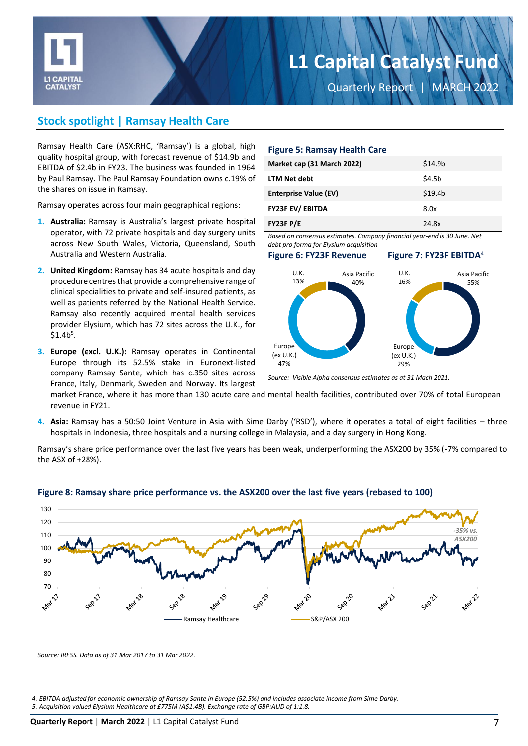## Stock spotlight | Ramsay Health Care

Ramsay Health Care (ASX:RHC, 'Ramsay') is a global, high quality hospital group, with forecast revenue of $14.9b and EBITDA of $2.4b in FY23. The business was founded in 1964 by Paul Ramsay. The Paul Ramsay Foundation owns c.19% of the shares on issue in Ramsay.

Ramsay operates across four main geographical regions:

1. **Australia:** Ramsay is Australia's largest private hospital operator, with 72 private hospitals and day surgery units across New South Wales, Victoria, Queensland, South Australia and Western Australia.
2. **United Kingdom:** Ramsay has 34 acute hospitals and day procedure centres that provide a comprehensive range of clinical specialities to private and self-insured patients, as well as patients referred by the National Health Service. Ramsay also recently acquired mental health services provider Elysium, which has 72 sites across the U.K., for $1.4b[5].
3. **Europe (excl. U.K.):** Ramsay operates in Continental Europe through its 52.5% stake in Euronext-listed company Ramsay Sante, which has c.350 sites across France, Italy, Denmark, Sweden and Norway. Its largest market France, where it has more than 130 acute care and mental health facilities, contributed over 70% of total European revenue in FY21.
4. **Asia:** Ramsay has a 50:50 Joint Venture in Asia with Sime Darby ('RSD'), where it operates a total of eight facilities – three hospitals in Indonesia, three hospitals and a nursing college in Malaysia, and a day surgery in Hong Kong.

Ramsay's share price performance over the last five years has been weak, underperforming the ASX200 by 35% (-7% compared to the ASX of +28%).

**Figure 5: Ramsay Health Care**

| | |
|---|---|
| **Market cap (31 March 2022)** | $14.9b |
| **LTM Net debt** | $4.5b |
| **Enterprise Value (EV)** | $19.4b |
| **FY23F EV/ EBITDA** | 8.0x |
| **FY23F P/E** | 24.8x |

*Based on consensus estimates. Company financial year-end is 30 June. Net debt pro forma for Elysium acquisition*

**Figure 6: FY23F Revenue**

U.K. 13%; Asia Pacific 40%; Europe (ex U.K.) 47%

**Figure 7: FY23F EBITDA[4]**

U.K. 16%; Asia Pacific 55%; Europe (ex U.K.) 29%

*Source: Visible Alpha consensus estimates as at 31 Mach 2021.*

**Figure 8: Ramsay share price performance vs. the ASX200 over the last five years (rebased to 100)**

Series: Ramsay Healthcare; S&P/ASX 200. Annotation: -35% vs. ASX200

*Source: IRESS. Data as of 31 Mar 2017 to 31 Mar 2022.*

*4. EBITDA adjusted for economic ownership of Ramsay Sante in Europe (52.5%) and includes associate income from Sime Darby.*
*5. Acquisition valued Elysium Healthcare at £775M (A$1.4B). Exchange rate of GBP:AUD of 1:1.8.*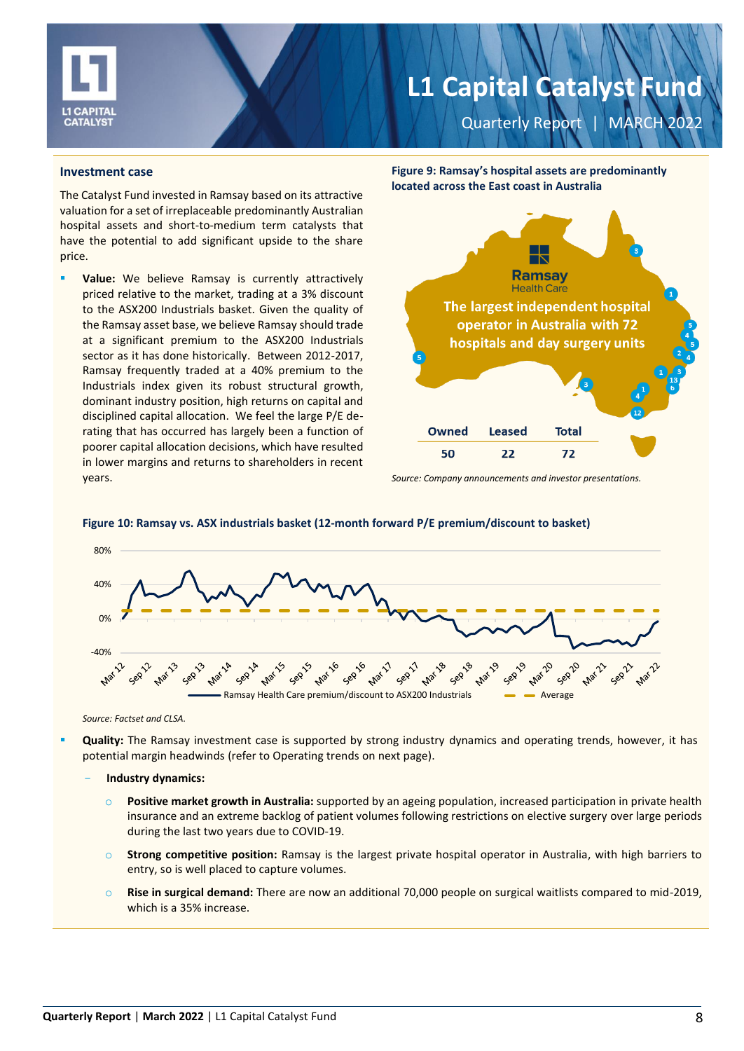## Investment case

The Catalyst Fund invested in Ramsay based on its attractive valuation for a set of irreplaceable predominantly Australian hospital assets and short-to-medium term catalysts that have the potential to add significant upside to the share price.

- **Value:** We believe Ramsay is currently attractively priced relative to the market, trading at a 3% discount to the ASX200 Industrials basket. Given the quality of the Ramsay asset base, we believe Ramsay should trade at a significant premium to the ASX200 Industrials sector as it has done historically. Between 2012-2017, Ramsay frequently traded at a 40% premium to the Industrials index given its robust structural growth, dominant industry position, high returns on capital and disciplined capital allocation. We feel the large P/E de-rating that has occurred has largely been a function of poorer capital allocation decisions, which have resulted in lower margins and returns to shareholders in recent years.

**Figure 9: Ramsay's hospital assets are predominantly located across the East coast in Australia**

Ramsay Health Care

The largest independent hospital operator in Australia with 72 hospitals and day surgery units

| Owned | Leased | Total |
|---|---|---|
| 50 | 22 | 72 |

*Source: Company announcements and investor presentations.*

**Figure 10: Ramsay vs. ASX industrials basket (12-month forward P/E premium/discount to basket)**

*Source: Factset and CLSA.*

- **Quality:** The Ramsay investment case is supported by strong industry dynamics and operating trends, however, it has potential margin headwinds (refer to Operating trends on next page).
  - **Industry dynamics:**
    - **Positive market growth in Australia:** supported by an ageing population, increased participation in private health insurance and an extreme backlog of patient volumes following restrictions on elective surgery over large periods during the last two years due to COVID-19.
    - **Strong competitive position:** Ramsay is the largest private hospital operator in Australia, with high barriers to entry, so is well placed to capture volumes.
    - **Rise in surgical demand:** There are now an additional 70,000 people on surgical waitlists compared to mid-2019, which is a 35% increase.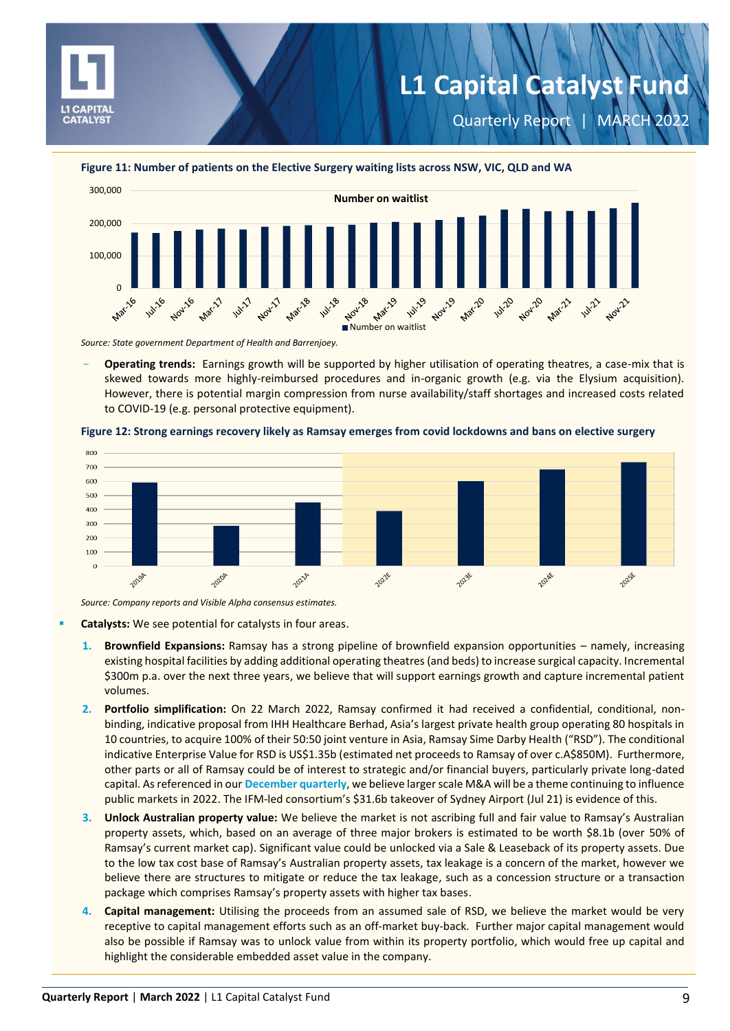**Figure 11: Number of patients on the Elective Surgery waiting lists across NSW, VIC, QLD and WA**

*Source: State government Department of Health and Barrenjoey.*

- **Operating trends:** Earnings growth will be supported by higher utilisation of operating theatres, a case-mix that is skewed towards more highly-reimbursed procedures and in-organic growth (e.g. via the Elysium acquisition). However, there is potential margin compression from nurse availability/staff shortages and increased costs related to COVID-19 (e.g. personal protective equipment).

**Figure 12: Strong earnings recovery likely as Ramsay emerges from covid lockdowns and bans on elective surgery**

*Source: Company reports and Visible Alpha consensus estimates.*

- **Catalysts:** We see potential for catalysts in four areas.

  1. **Brownfield Expansions:** Ramsay has a strong pipeline of brownfield expansion opportunities – namely, increasing existing hospital facilities by adding additional operating theatres (and beds) to increase surgical capacity. Incremental $300m p.a. over the next three years, we believe that will support earnings growth and capture incremental patient volumes.
  2. **Portfolio simplification:** On 22 March 2022, Ramsay confirmed it had received a confidential, conditional, non-binding, indicative proposal from IHH Healthcare Berhad, Asia's largest private health group operating 80 hospitals in 10 countries, to acquire 100% of their 50:50 joint venture in Asia, Ramsay Sime Darby Health ("RSD"). The conditional indicative Enterprise Value for RSD is US$1.35b (estimated net proceeds to Ramsay of over c.A$850M). Furthermore, other parts or all of Ramsay could be of interest to strategic and/or financial buyers, particularly private long-dated capital. As referenced in our **December quarterly**, we believe larger scale M&A will be a theme continuing to influence public markets in 2022. The IFM-led consortium's $31.6b takeover of Sydney Airport (Jul 21) is evidence of this.
  3. **Unlock Australian property value:** We believe the market is not ascribing full and fair value to Ramsay's Australian property assets, which, based on an average of three major brokers is estimated to be worth $8.1b (over 50% of Ramsay's current market cap). Significant value could be unlocked via a Sale & Leaseback of its property assets. Due to the low tax cost base of Ramsay's Australian property assets, tax leakage is a concern of the market, however we believe there are structures to mitigate or reduce the tax leakage, such as a concession structure or a transaction package which comprises Ramsay's property assets with higher tax bases.
  4. **Capital management:** Utilising the proceeds from an assumed sale of RSD, we believe the market would be very receptive to capital management efforts such as an off-market buy-back. Further major capital management would also be possible if Ramsay was to unlock value from within its property portfolio, which would free up capital and highlight the considerable embedded asset value in the company.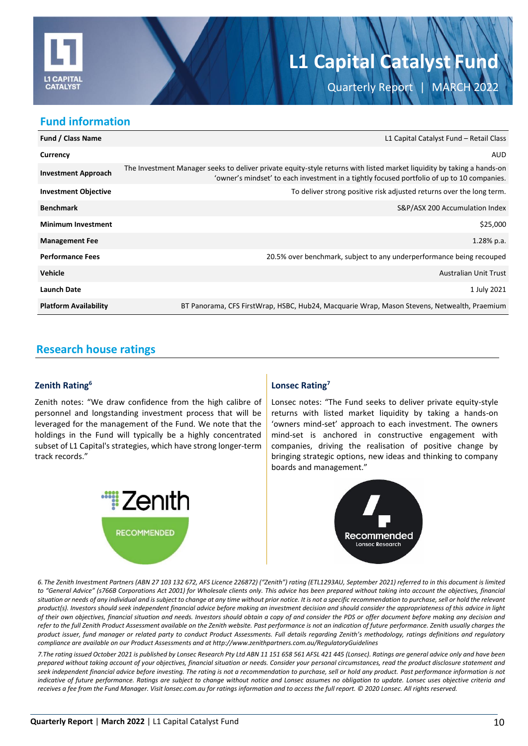# L1 Capital Catalyst Fund

Quarterly Report | MARCH 2022

## Fund information

| | |
|---|---|
| **Fund / Class Name** | L1 Capital Catalyst Fund – Retail Class |
| **Currency** | AUD |
| **Investment Approach** | The Investment Manager seeks to deliver private equity-style returns with listed market liquidity by taking a hands-on 'owner's mindset' to each investment in a tightly focused portfolio of up to 10 companies. |
| **Investment Objective** | To deliver strong positive risk adjusted returns over the long term. |
| **Benchmark** | S&P/ASX 200 Accumulation Index |
| **Minimum Investment** | $25,000 |
| **Management Fee** | 1.28% p.a. |
| **Performance Fees** | 20.5% over benchmark, subject to any underperformance being recouped |
| **Vehicle** | Australian Unit Trust |
| **Launch Date** | 1 July 2021 |
| **Platform Availability** | BT Panorama, CFS FirstWrap, HSBC, Hub24, Macquarie Wrap, Mason Stevens, Netwealth, Praemium |

## Research house ratings

### Zenith Rating[6]

Zenith notes: "We draw confidence from the high calibre of personnel and longstanding investment process that will be leveraged for the management of the Fund. We note that the holdings in the Fund will typically be a highly concentrated subset of L1 Capital's strategies, which have strong longer-term track records."

Zenith RECOMMENDED

### Lonsec Rating[7]

Lonsec notes: "The Fund seeks to deliver private equity-style returns with listed market liquidity by taking a hands-on 'owners mind-set' approach to each investment. The owners mind-set is anchored in constructive engagement with companies, driving the realisation of positive change by bringing strategic options, new ideas and thinking to company boards and management."

Recommended Lonsec Research

*6. The Zenith Investment Partners (ABN 27 103 132 672, AFS Licence 226872) ("Zenith") rating (ETL1293AU, September 2021) referred to in this document is limited to "General Advice" (s766B Corporations Act 2001) for Wholesale clients only. This advice has been prepared without taking into account the objectives, financial situation or needs of any individual and is subject to change at any time without prior notice. It is not a specific recommendation to purchase, sell or hold the relevant product(s). Investors should seek independent financial advice before making an investment decision and should consider the appropriateness of this advice in light of their own objectives, financial situation and needs. Investors should obtain a copy of and consider the PDS or offer document before making any decision and refer to the full Zenith Product Assessment available on the Zenith website. Past performance is not an indication of future performance. Zenith usually charges the product issuer, fund manager or related party to conduct Product Assessments. Full details regarding Zenith's methodology, ratings definitions and regulatory compliance are available on our Product Assessments and at http://www.zenithpartners.com.au/RegulatoryGuidelines*

*7.The rating issued October 2021 is published by Lonsec Research Pty Ltd ABN 11 151 658 561 AFSL 421 445 (Lonsec). Ratings are general advice only and have been prepared without taking account of your objectives, financial situation or needs. Consider your personal circumstances, read the product disclosure statement and seek independent financial advice before investing. The rating is not a recommendation to purchase, sell or hold any product. Past performance information is not indicative of future performance. Ratings are subject to change without notice and Lonsec assumes no obligation to update. Lonsec uses objective criteria and receives a fee from the Fund Manager. Visit lonsec.com.au for ratings information and to access the full report. © 2020 Lonsec. All rights reserved.*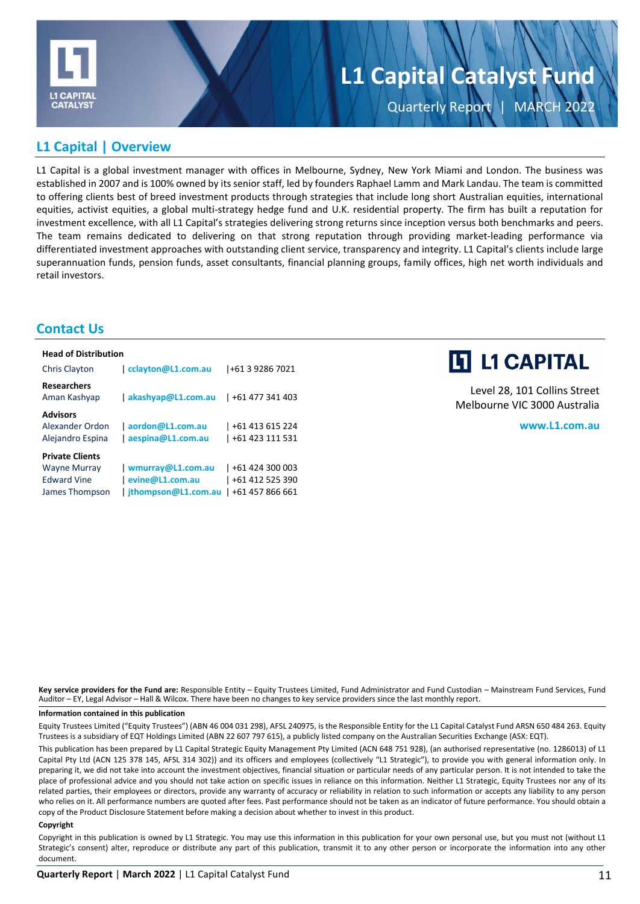# L1 Capital Catalyst Fund

Quarterly Report | MARCH 2022

## L1 Capital | Overview

L1 Capital is a global investment manager with offices in Melbourne, Sydney, New York Miami and London. The business was established in 2007 and is 100% owned by its senior staff, led by founders Raphael Lamm and Mark Landau. The team is committed to offering clients best of breed investment products through strategies that include long short Australian equities, international equities, activist equities, a global multi-strategy hedge fund and U.K. residential property. The firm has built a reputation for investment excellence, with all L1 Capital's strategies delivering strong returns since inception versus both benchmarks and peers. The team remains dedicated to delivering on that strong reputation through providing market-leading performance via differentiated investment approaches with outstanding client service, transparency and integrity. L1 Capital's clients include large superannuation funds, pension funds, asset consultants, financial planning groups, family offices, high net worth individuals and retail investors.

## Contact Us

**Head of Distribution**

| | | |
|---|---|---|
| Chris Clayton | cclayton@L1.com.au | +61 3 9286 7021 |

**Researchers**

| | | |
|---|---|---|
| Aman Kashyap | akashyap@L1.com.au | +61 477 341 403 |

**Advisors**

| | | |
|---|---|---|
| Alexander Ordon | aordon@L1.com.au | +61 413 615 224 |
| Alejandro Espina | aespina@L1.com.au | +61 423 111 531 |

**Private Clients**

| | | |
|---|---|---|
| Wayne Murray | wmurray@L1.com.au | +61 424 300 003 |
| Edward Vine | evine@L1.com.au | +61 412 525 390 |
| James Thompson | jthompson@L1.com.au | +61 457 866 661 |

**L1 CAPITAL**

Level 28, 101 Collins Street
Melbourne VIC 3000 Australia

**www.L1.com.au**

**Key service providers for the Fund are:** Responsible Entity – Equity Trustees Limited, Fund Administrator and Fund Custodian – Mainstream Fund Services, Fund Auditor – EY, Legal Advisor – Hall & Wilcox. There have been no changes to key service providers since the last monthly report.

**Information contained in this publication**

Equity Trustees Limited ("Equity Trustees") (ABN 46 004 031 298), AFSL 240975, is the Responsible Entity for the L1 Capital Catalyst Fund ARSN 650 484 263. Equity Trustees is a subsidiary of EQT Holdings Limited (ABN 22 607 797 615), a publicly listed company on the Australian Securities Exchange (ASX: EQT).

This publication has been prepared by L1 Capital Strategic Equity Management Pty Limited (ACN 648 751 928), (an authorised representative (no. 1286013) of L1 Capital Pty Ltd (ACN 125 378 145, AFSL 314 302)) and its officers and employees (collectively "L1 Strategic"), to provide you with general information only. In preparing it, we did not take into account the investment objectives, financial situation or particular needs of any particular person. It is not intended to take the place of professional advice and you should not take action on specific issues in reliance on this information. Neither L1 Strategic, Equity Trustees nor any of its related parties, their employees or directors, provide any warranty of accuracy or reliability in relation to such information or accepts any liability to any person who relies on it. All performance numbers are quoted after fees. Past performance should not be taken as an indicator of future performance. You should obtain a copy of the Product Disclosure Statement before making a decision about whether to invest in this product.

**Copyright**

Copyright in this publication is owned by L1 Strategic. You may use this information in this publication for your own personal use, but you must not (without L1 Strategic's consent) alter, reproduce or distribute any part of this publication, transmit it to any other person or incorporate the information into any other document.